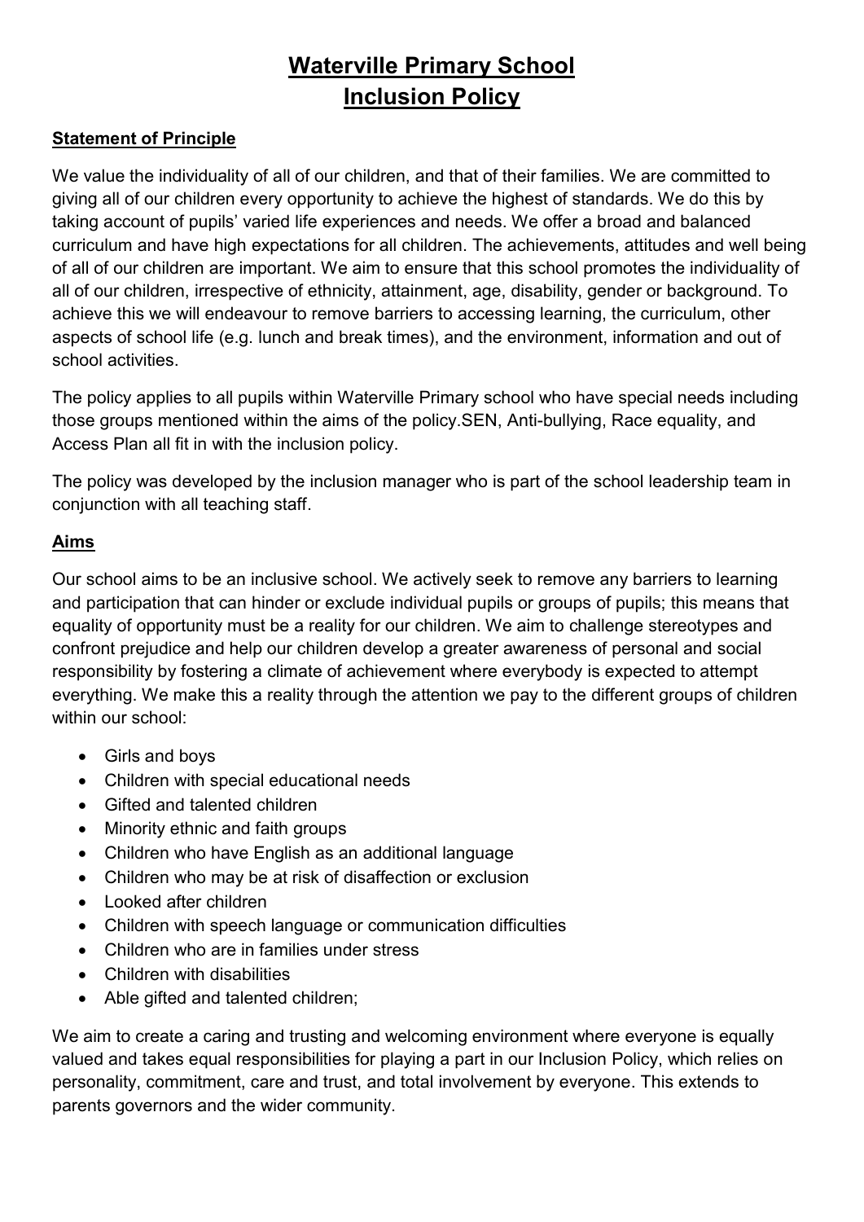# Waterville Primary School
# Inclusion Policy

## Statement of Principle

We value the individuality of all of our children, and that of their families. We are committed to giving all of our children every opportunity to achieve the highest of standards. We do this by taking account of pupils' varied life experiences and needs. We offer a broad and balanced curriculum and have high expectations for all children. The achievements, attitudes and well being of all of our children are important. We aim to ensure that this school promotes the individuality of all of our children, irrespective of ethnicity, attainment, age, disability, gender or background. To achieve this we will endeavour to remove barriers to accessing learning, the curriculum, other aspects of school life (e.g. lunch and break times), and the environment, information and out of school activities.

The policy applies to all pupils within Waterville Primary school who have special needs including those groups mentioned within the aims of the policy.SEN, Anti-bullying, Race equality, and Access Plan all fit in with the inclusion policy.

The policy was developed by the inclusion manager who is part of the school leadership team in conjunction with all teaching staff.

## Aims

Our school aims to be an inclusive school. We actively seek to remove any barriers to learning and participation that can hinder or exclude individual pupils or groups of pupils; this means that equality of opportunity must be a reality for our children. We aim to challenge stereotypes and confront prejudice and help our children develop a greater awareness of personal and social responsibility by fostering a climate of achievement where everybody is expected to attempt everything. We make this a reality through the attention we pay to the different groups of children within our school:

- Girls and boys
- Children with special educational needs
- Gifted and talented children
- Minority ethnic and faith groups
- Children who have English as an additional language
- Children who may be at risk of disaffection or exclusion
- Looked after children
- Children with speech language or communication difficulties
- Children who are in families under stress
- Children with disabilities
- Able gifted and talented children;

We aim to create a caring and trusting and welcoming environment where everyone is equally valued and takes equal responsibilities for playing a part in our Inclusion Policy, which relies on personality, commitment, care and trust, and total involvement by everyone. This extends to parents governors and the wider community.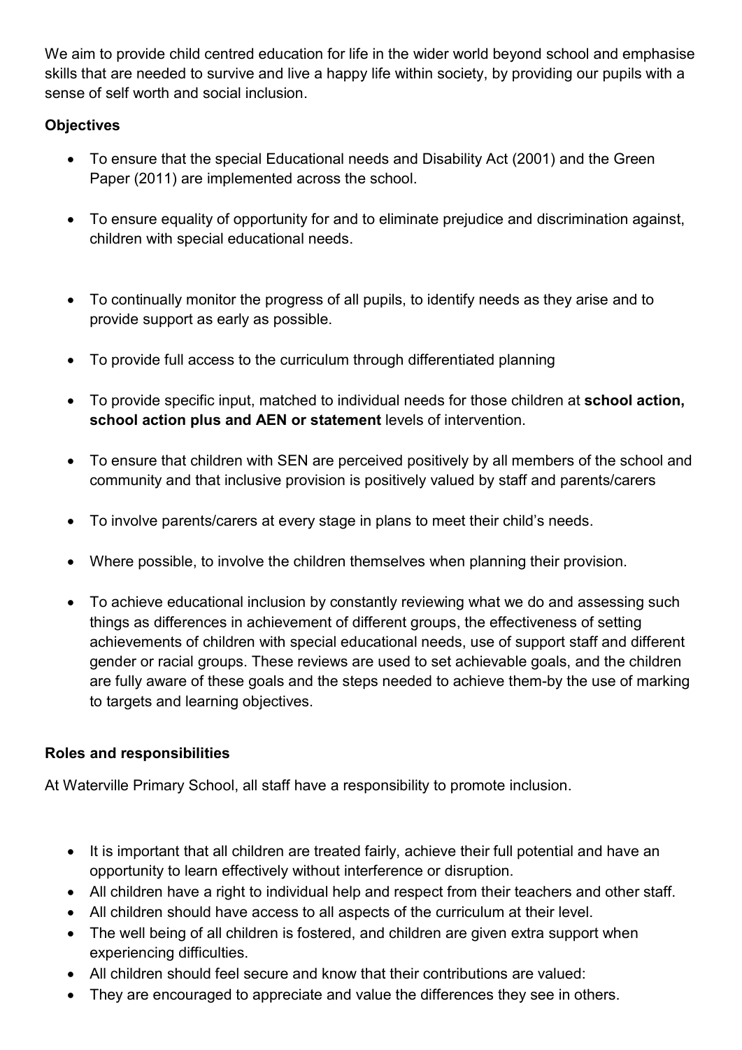We aim to provide child centred education for life in the wider world beyond school and emphasise skills that are needed to survive and live a happy life within society, by providing our pupils with a sense of self worth and social inclusion.

**Objectives**

- To ensure that the special Educational needs and Disability Act (2001) and the Green Paper (2011) are implemented across the school.
- To ensure equality of opportunity for and to eliminate prejudice and discrimination against, children with special educational needs.
- To continually monitor the progress of all pupils, to identify needs as they arise and to provide support as early as possible.
- To provide full access to the curriculum through differentiated planning
- To provide specific input, matched to individual needs for those children at **school action, school action plus and AEN or statement** levels of intervention.
- To ensure that children with SEN are perceived positively by all members of the school and community and that inclusive provision is positively valued by staff and parents/carers
- To involve parents/carers at every stage in plans to meet their child's needs.
- Where possible, to involve the children themselves when planning their provision.
- To achieve educational inclusion by constantly reviewing what we do and assessing such things as differences in achievement of different groups, the effectiveness of setting achievements of children with special educational needs, use of support staff and different gender or racial groups. These reviews are used to set achievable goals, and the children are fully aware of these goals and the steps needed to achieve them-by the use of marking to targets and learning objectives.

**Roles and responsibilities**

At Waterville Primary School, all staff have a responsibility to promote inclusion.

- It is important that all children are treated fairly, achieve their full potential and have an opportunity to learn effectively without interference or disruption.
- All children have a right to individual help and respect from their teachers and other staff.
- All children should have access to all aspects of the curriculum at their level.
- The well being of all children is fostered, and children are given extra support when experiencing difficulties.
- All children should feel secure and know that their contributions are valued:
- They are encouraged to appreciate and value the differences they see in others.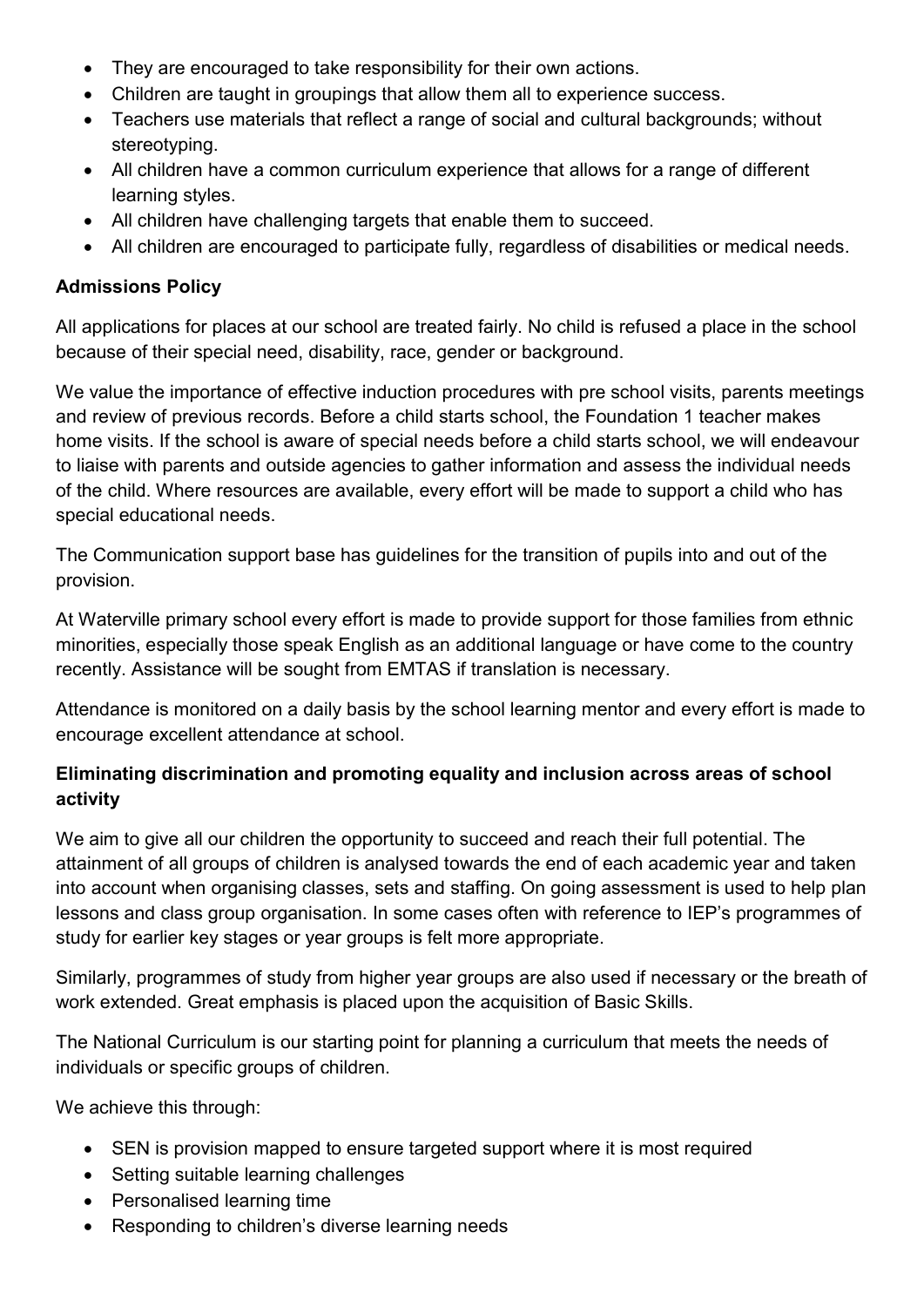- They are encouraged to take responsibility for their own actions.
- Children are taught in groupings that allow them all to experience success.
- Teachers use materials that reflect a range of social and cultural backgrounds; without stereotyping.
- All children have a common curriculum experience that allows for a range of different learning styles.
- All children have challenging targets that enable them to succeed.
- All children are encouraged to participate fully, regardless of disabilities or medical needs.

**Admissions Policy**

All applications for places at our school are treated fairly. No child is refused a place in the school because of their special need, disability, race, gender or background.

We value the importance of effective induction procedures with pre school visits, parents meetings and review of previous records. Before a child starts school, the Foundation 1 teacher makes home visits. If the school is aware of special needs before a child starts school, we will endeavour to liaise with parents and outside agencies to gather information and assess the individual needs of the child. Where resources are available, every effort will be made to support a child who has special educational needs.

The Communication support base has guidelines for the transition of pupils into and out of the provision.

At Waterville primary school every effort is made to provide support for those families from ethnic minorities, especially those speak English as an additional language or have come to the country recently. Assistance will be sought from EMTAS if translation is necessary.

Attendance is monitored on a daily basis by the school learning mentor and every effort is made to encourage excellent attendance at school.

**Eliminating discrimination and promoting equality and inclusion across areas of school activity**

We aim to give all our children the opportunity to succeed and reach their full potential. The attainment of all groups of children is analysed towards the end of each academic year and taken into account when organising classes, sets and staffing. On going assessment is used to help plan lessons and class group organisation. In some cases often with reference to IEP's programmes of study for earlier key stages or year groups is felt more appropriate.

Similarly, programmes of study from higher year groups are also used if necessary or the breath of work extended. Great emphasis is placed upon the acquisition of Basic Skills.

The National Curriculum is our starting point for planning a curriculum that meets the needs of individuals or specific groups of children.

We achieve this through:

- SEN is provision mapped to ensure targeted support where it is most required
- Setting suitable learning challenges
- Personalised learning time
- Responding to children's diverse learning needs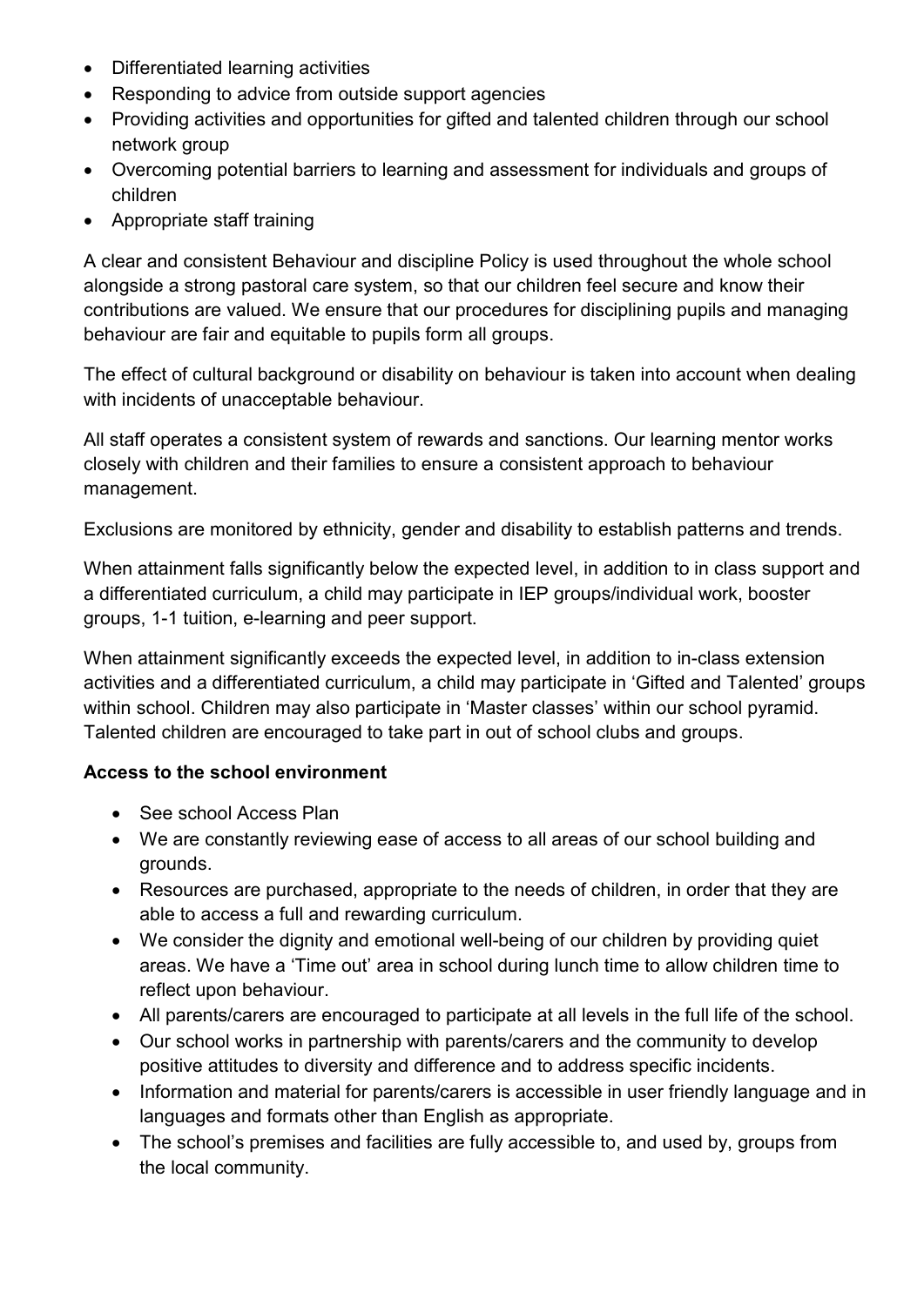- Differentiated learning activities
- Responding to advice from outside support agencies
- Providing activities and opportunities for gifted and talented children through our school network group
- Overcoming potential barriers to learning and assessment for individuals and groups of children
- Appropriate staff training

A clear and consistent Behaviour and discipline Policy is used throughout the whole school alongside a strong pastoral care system, so that our children feel secure and know their contributions are valued. We ensure that our procedures for disciplining pupils and managing behaviour are fair and equitable to pupils form all groups.

The effect of cultural background or disability on behaviour is taken into account when dealing with incidents of unacceptable behaviour.

All staff operates a consistent system of rewards and sanctions. Our learning mentor works closely with children and their families to ensure a consistent approach to behaviour management.

Exclusions are monitored by ethnicity, gender and disability to establish patterns and trends.

When attainment falls significantly below the expected level, in addition to in class support and a differentiated curriculum, a child may participate in IEP groups/individual work, booster groups, 1-1 tuition, e-learning and peer support.

When attainment significantly exceeds the expected level, in addition to in-class extension activities and a differentiated curriculum, a child may participate in 'Gifted and Talented' groups within school. Children may also participate in 'Master classes' within our school pyramid. Talented children are encouraged to take part in out of school clubs and groups.

**Access to the school environment**

- See school Access Plan
- We are constantly reviewing ease of access to all areas of our school building and grounds.
- Resources are purchased, appropriate to the needs of children, in order that they are able to access a full and rewarding curriculum.
- We consider the dignity and emotional well-being of our children by providing quiet areas. We have a 'Time out' area in school during lunch time to allow children time to reflect upon behaviour.
- All parents/carers are encouraged to participate at all levels in the full life of the school.
- Our school works in partnership with parents/carers and the community to develop positive attitudes to diversity and difference and to address specific incidents.
- Information and material for parents/carers is accessible in user friendly language and in languages and formats other than English as appropriate.
- The school's premises and facilities are fully accessible to, and used by, groups from the local community.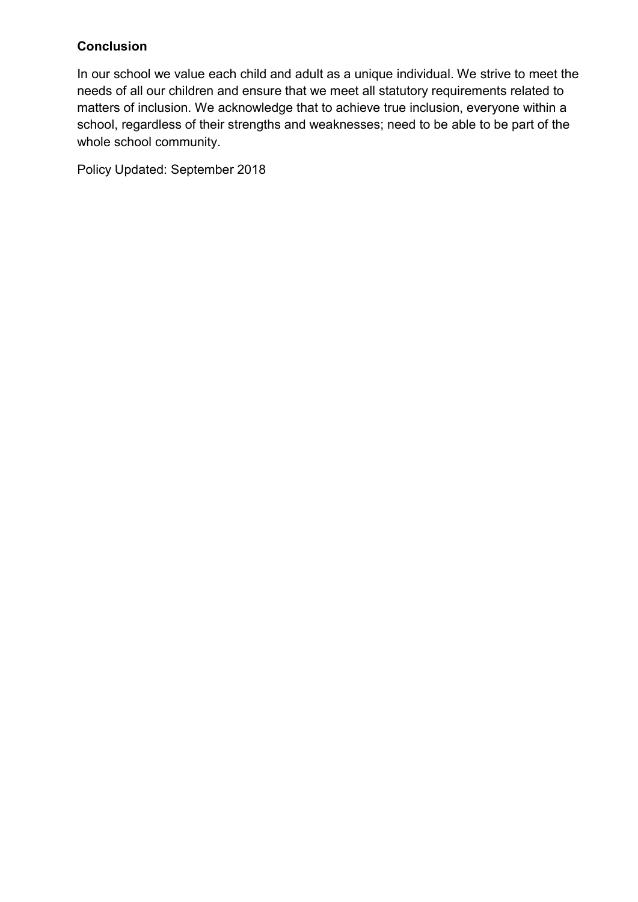**Conclusion**

In our school we value each child and adult as a unique individual. We strive to meet the needs of all our children and ensure that we meet all statutory requirements related to matters of inclusion. We acknowledge that to achieve true inclusion, everyone within a school, regardless of their strengths and weaknesses; need to be able to be part of the whole school community.

Policy Updated: September 2018